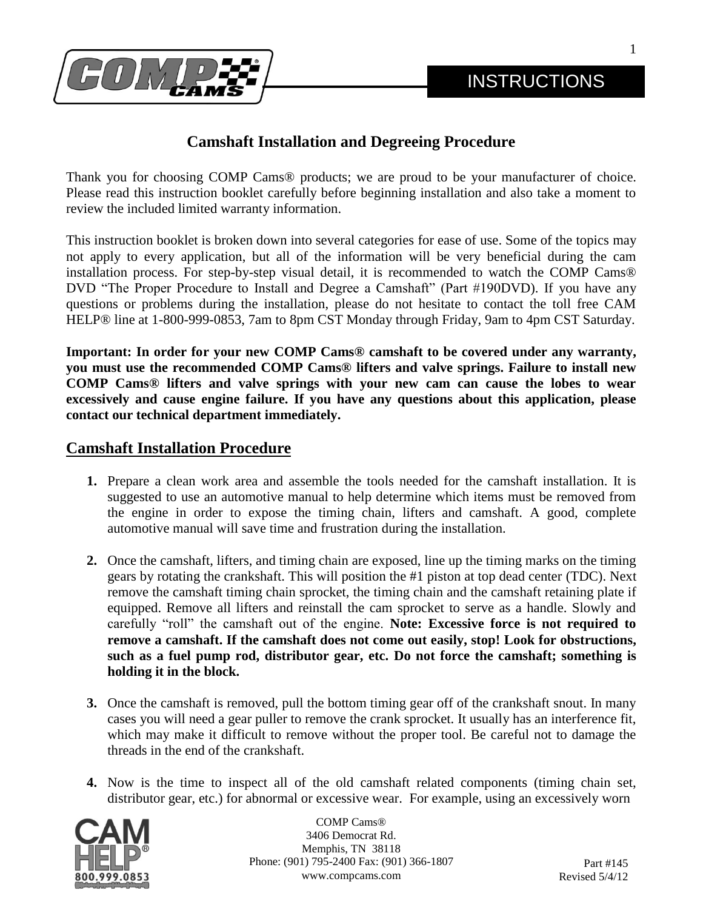INSTRUCTIONS

# Camshaft Installation and Degreeing Procedure

Thank you for choosing COMP Cams® products; we are proud to be your manufacturer of choice. Please read this instruction booklet carefully before beginning installation and also take a moment to review the included limited warranty information.

This instruction booklet is broken down into several categories for ease of use. Some of the topics may not apply to every application, but all of the information will be very beneficial during the cam installation process. For step-by-step visual detail, it is recommended to watch the COMP Cams® DVD "The Proper Procedure to Install and Degree a Camshaft" (Part #190DVD). If you have any questions or problems during the installation, please do not hesitate to contact the toll free CAM HELP® line at 1-800-999-0853, 7am to 8pm CST Monday through Friday, 9am to 4pm CST Saturday.

**Important: In order for your new COMP Cams® camshaft to be covered under any warranty, you must use the recommended COMP Cams® lifters and valve springs. Failure to install new COMP Cams® lifters and valve springs with your new cam can cause the lobes to wear excessively and cause engine failure. If you have any questions about this application, please contact our technical department immediately.**

## Camshaft Installation Procedure

1. Prepare a clean work area and assemble the tools needed for the camshaft installation. It is suggested to use an automotive manual to help determine which items must be removed from the engine in order to expose the timing chain, lifters and camshaft. A good, complete automotive manual will save time and frustration during the installation.

2. Once the camshaft, lifters, and timing chain are exposed, line up the timing marks on the timing gears by rotating the crankshaft. This will position the #1 piston at top dead center (TDC). Next remove the camshaft timing chain sprocket, the timing chain and the camshaft retaining plate if equipped. Remove all lifters and reinstall the cam sprocket to serve as a handle. Slowly and carefully "roll" the camshaft out of the engine. **Note: Excessive force is not required to remove a camshaft. If the camshaft does not come out easily, stop! Look for obstructions, such as a fuel pump rod, distributor gear, etc. Do not force the camshaft; something is holding it in the block.**

3. Once the camshaft is removed, pull the bottom timing gear off of the crankshaft snout. In many cases you will need a gear puller to remove the crank sprocket. It usually has an interference fit, which may make it difficult to remove without the proper tool. Be careful not to damage the threads in the end of the crankshaft.

4. Now is the time to inspect all of the old camshaft related components (timing chain set, distributor gear, etc.) for abnormal or excessive wear. For example, using an excessively worn

COMP Cams®
3406 Democrat Rd.
Memphis, TN 38118
Phone: (901) 795-2400 Fax: (901) 366-1807
www.compcams.com

Part #145
Revised 5/4/12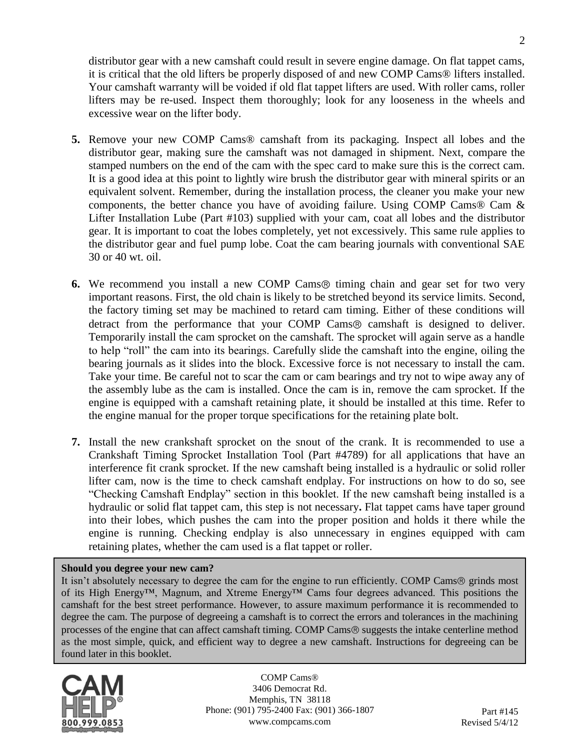distributor gear with a new camshaft could result in severe engine damage. On flat tappet cams, it is critical that the old lifters be properly disposed of and new COMP Cams® lifters installed. Your camshaft warranty will be voided if old flat tappet lifters are used. With roller cams, roller lifters may be re-used. Inspect them thoroughly; look for any looseness in the wheels and excessive wear on the lifter body.

**5.** Remove your new COMP Cams® camshaft from its packaging. Inspect all lobes and the distributor gear, making sure the camshaft was not damaged in shipment. Next, compare the stamped numbers on the end of the cam with the spec card to make sure this is the correct cam. It is a good idea at this point to lightly wire brush the distributor gear with mineral spirits or an equivalent solvent. Remember, during the installation process, the cleaner you make your new components, the better chance you have of avoiding failure. Using COMP Cams® Cam & Lifter Installation Lube (Part #103) supplied with your cam, coat all lobes and the distributor gear. It is important to coat the lobes completely, yet not excessively. This same rule applies to the distributor gear and fuel pump lobe. Coat the cam bearing journals with conventional SAE 30 or 40 wt. oil.

**6.** We recommend you install a new COMP Cams® timing chain and gear set for two very important reasons. First, the old chain is likely to be stretched beyond its service limits. Second, the factory timing set may be machined to retard cam timing. Either of these conditions will detract from the performance that your COMP Cams® camshaft is designed to deliver. Temporarily install the cam sprocket on the camshaft. The sprocket will again serve as a handle to help "roll" the cam into its bearings. Carefully slide the camshaft into the engine, oiling the bearing journals as it slides into the block. Excessive force is not necessary to install the cam. Take your time. Be careful not to scar the cam or cam bearings and try not to wipe away any of the assembly lube as the cam is installed. Once the cam is in, remove the cam sprocket. If the engine is equipped with a camshaft retaining plate, it should be installed at this time. Refer to the engine manual for the proper torque specifications for the retaining plate bolt.

**7.** Install the new crankshaft sprocket on the snout of the crank. It is recommended to use a Crankshaft Timing Sprocket Installation Tool (Part #4789) for all applications that have an interference fit crank sprocket. If the new camshaft being installed is a hydraulic or solid roller lifter cam, now is the time to check camshaft endplay. For instructions on how to do so, see "Checking Camshaft Endplay" section in this booklet. If the new camshaft being installed is a hydraulic or solid flat tappet cam, this step is not necessary**.** Flat tappet cams have taper ground into their lobes, which pushes the cam into the proper position and holds it there while the engine is running. Checking endplay is also unnecessary in engines equipped with cam retaining plates, whether the cam used is a flat tappet or roller.

**Should you degree your new cam?**

It isn't absolutely necessary to degree the cam for the engine to run efficiently. COMP Cams® grinds most of its High Energy™, Magnum, and Xtreme Energy™ Cams four degrees advanced. This positions the camshaft for the best street performance. However, to assure maximum performance it is recommended to degree the cam. The purpose of degreeing a camshaft is to correct the errors and tolerances in the machining processes of the engine that can affect camshaft timing. COMP Cams® suggests the intake centerline method as the most simple, quick, and efficient way to degree a new camshaft. Instructions for degreeing can be found later in this booklet.

CAM HELP® 800.999.0853

COMP Cams®
3406 Democrat Rd.
Memphis, TN 38118
Phone: (901) 795-2400 Fax: (901) 366-1807
www.compcams.com

Part #145
Revised 5/4/12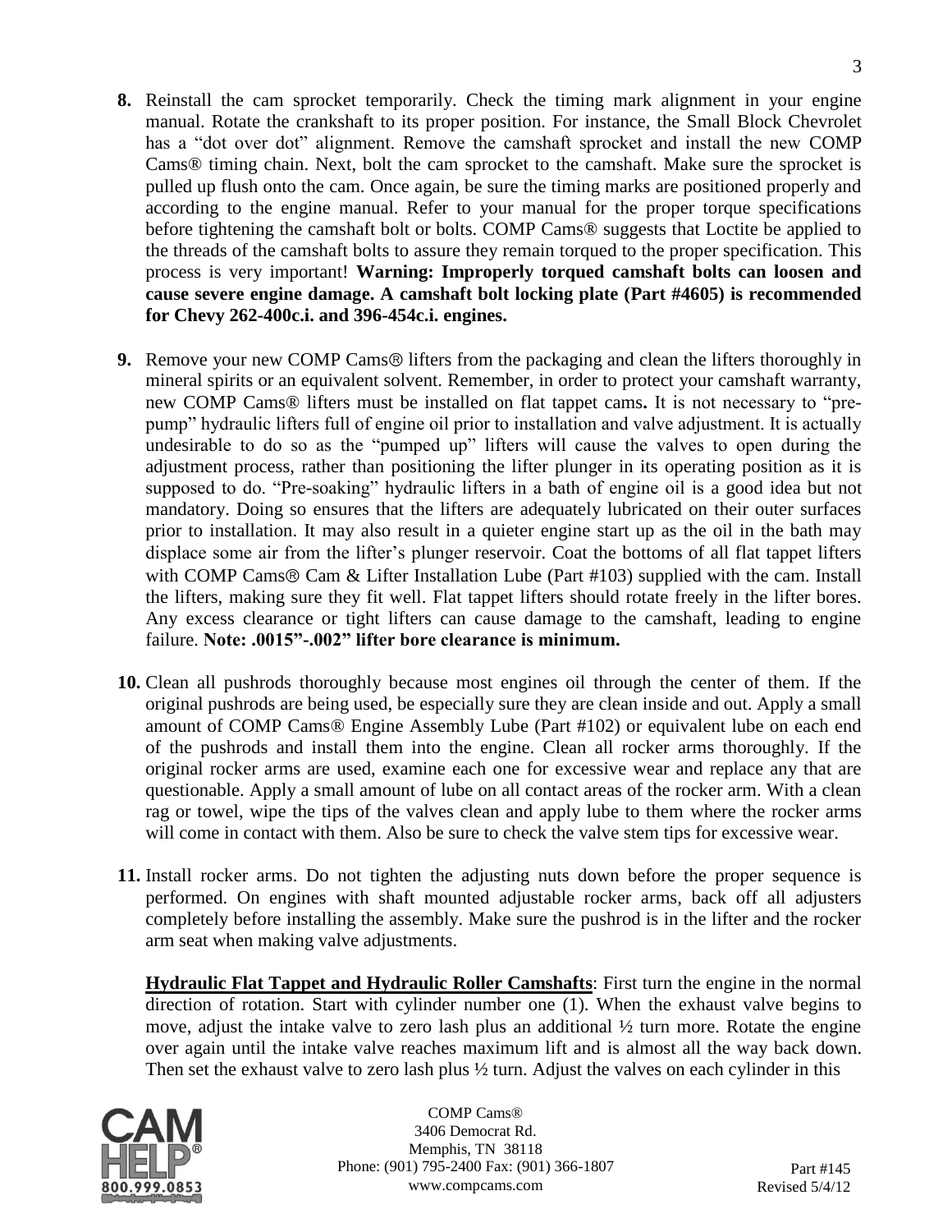8. Reinstall the cam sprocket temporarily. Check the timing mark alignment in your engine manual. Rotate the crankshaft to its proper position. For instance, the Small Block Chevrolet has a "dot over dot" alignment. Remove the camshaft sprocket and install the new COMP Cams® timing chain. Next, bolt the cam sprocket to the camshaft. Make sure the sprocket is pulled up flush onto the cam. Once again, be sure the timing marks are positioned properly and according to the engine manual. Refer to your manual for the proper torque specifications before tightening the camshaft bolt or bolts. COMP Cams® suggests that Loctite be applied to the threads of the camshaft bolts to assure they remain torqued to the proper specification. This process is very important! **Warning: Improperly torqued camshaft bolts can loosen and cause severe engine damage. A camshaft bolt locking plate (Part #4605) is recommended for Chevy 262-400c.i. and 396-454c.i. engines.**

9. Remove your new COMP Cams® lifters from the packaging and clean the lifters thoroughly in mineral spirits or an equivalent solvent. Remember, in order to protect your camshaft warranty, new COMP Cams® lifters must be installed on flat tappet cams. It is not necessary to "pre-pump" hydraulic lifters full of engine oil prior to installation and valve adjustment. It is actually undesirable to do so as the "pumped up" lifters will cause the valves to open during the adjustment process, rather than positioning the lifter plunger in its operating position as it is supposed to do. "Pre-soaking" hydraulic lifters in a bath of engine oil is a good idea but not mandatory. Doing so ensures that the lifters are adequately lubricated on their outer surfaces prior to installation. It may also result in a quieter engine start up as the oil in the bath may displace some air from the lifter's plunger reservoir. Coat the bottoms of all flat tappet lifters with COMP Cams® Cam & Lifter Installation Lube (Part #103) supplied with the cam. Install the lifters, making sure they fit well. Flat tappet lifters should rotate freely in the lifter bores. Any excess clearance or tight lifters can cause damage to the camshaft, leading to engine failure. **Note: .0015"-.002" lifter bore clearance is minimum.**

10. Clean all pushrods thoroughly because most engines oil through the center of them. If the original pushrods are being used, be especially sure they are clean inside and out. Apply a small amount of COMP Cams® Engine Assembly Lube (Part #102) or equivalent lube on each end of the pushrods and install them into the engine. Clean all rocker arms thoroughly. If the original rocker arms are used, examine each one for excessive wear and replace any that are questionable. Apply a small amount of lube on all contact areas of the rocker arm. With a clean rag or towel, wipe the tips of the valves clean and apply lube to them where the rocker arms will come in contact with them. Also be sure to check the valve stem tips for excessive wear.

11. Install rocker arms. Do not tighten the adjusting nuts down before the proper sequence is performed. On engines with shaft mounted adjustable rocker arms, back off all adjusters completely before installing the assembly. Make sure the pushrod is in the lifter and the rocker arm seat when making valve adjustments.

    **Hydraulic Flat Tappet and Hydraulic Roller Camshafts**: First turn the engine in the normal direction of rotation. Start with cylinder number one (1). When the exhaust valve begins to move, adjust the intake valve to zero lash plus an additional ½ turn more. Rotate the engine over again until the intake valve reaches maximum lift and is almost all the way back down. Then set the exhaust valve to zero lash plus ½ turn. Adjust the valves on each cylinder in this

COMP Cams®
3406 Democrat Rd.
Memphis, TN 38118
Phone: (901) 795-2400 Fax: (901) 366-1807
www.compcams.com

Part #145
Revised 5/4/12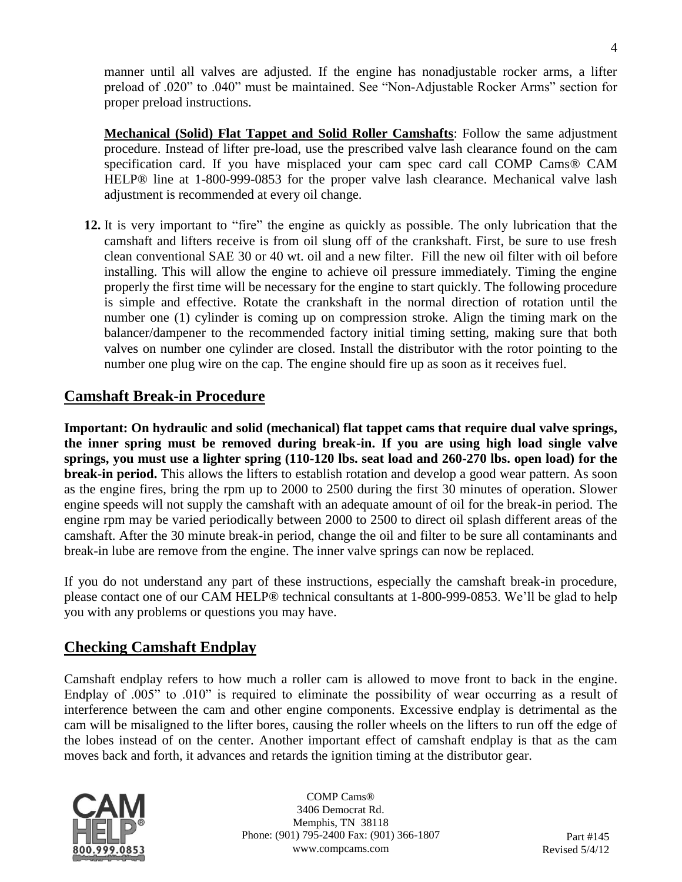manner until all valves are adjusted. If the engine has nonadjustable rocker arms, a lifter preload of .020" to .040" must be maintained. See "Non-Adjustable Rocker Arms" section for proper preload instructions.

**Mechanical (Solid) Flat Tappet and Solid Roller Camshafts**: Follow the same adjustment procedure. Instead of lifter pre-load, use the prescribed valve lash clearance found on the cam specification card. If you have misplaced your cam spec card call COMP Cams® CAM HELP® line at 1-800-999-0853 for the proper valve lash clearance. Mechanical valve lash adjustment is recommended at every oil change.

12. It is very important to "fire" the engine as quickly as possible. The only lubrication that the camshaft and lifters receive is from oil slung off of the crankshaft. First, be sure to use fresh clean conventional SAE 30 or 40 wt. oil and a new filter. Fill the new oil filter with oil before installing. This will allow the engine to achieve oil pressure immediately. Timing the engine properly the first time will be necessary for the engine to start quickly. The following procedure is simple and effective. Rotate the crankshaft in the normal direction of rotation until the number one (1) cylinder is coming up on compression stroke. Align the timing mark on the balancer/dampener to the recommended factory initial timing setting, making sure that both valves on number one cylinder are closed. Install the distributor with the rotor pointing to the number one plug wire on the cap. The engine should fire up as soon as it receives fuel.

## Camshaft Break-in Procedure

**Important: On hydraulic and solid (mechanical) flat tappet cams that require dual valve springs, the inner spring must be removed during break-in. If you are using high load single valve springs, you must use a lighter spring (110-120 lbs. seat load and 260-270 lbs. open load) for the break-in period.** This allows the lifters to establish rotation and develop a good wear pattern. As soon as the engine fires, bring the rpm up to 2000 to 2500 during the first 30 minutes of operation. Slower engine speeds will not supply the camshaft with an adequate amount of oil for the break-in period. The engine rpm may be varied periodically between 2000 to 2500 to direct oil splash different areas of the camshaft. After the 30 minute break-in period, change the oil and filter to be sure all contaminants and break-in lube are remove from the engine. The inner valve springs can now be replaced.

If you do not understand any part of these instructions, especially the camshaft break-in procedure, please contact one of our CAM HELP® technical consultants at 1-800-999-0853. We'll be glad to help you with any problems or questions you may have.

## Checking Camshaft Endplay

Camshaft endplay refers to how much a roller cam is allowed to move front to back in the engine. Endplay of .005" to .010" is required to eliminate the possibility of wear occurring as a result of interference between the cam and other engine components. Excessive endplay is detrimental as the cam will be misaligned to the lifter bores, causing the roller wheels on the lifters to run off the edge of the lobes instead of on the center. Another important effect of camshaft endplay is that as the cam moves back and forth, it advances and retards the ignition timing at the distributor gear.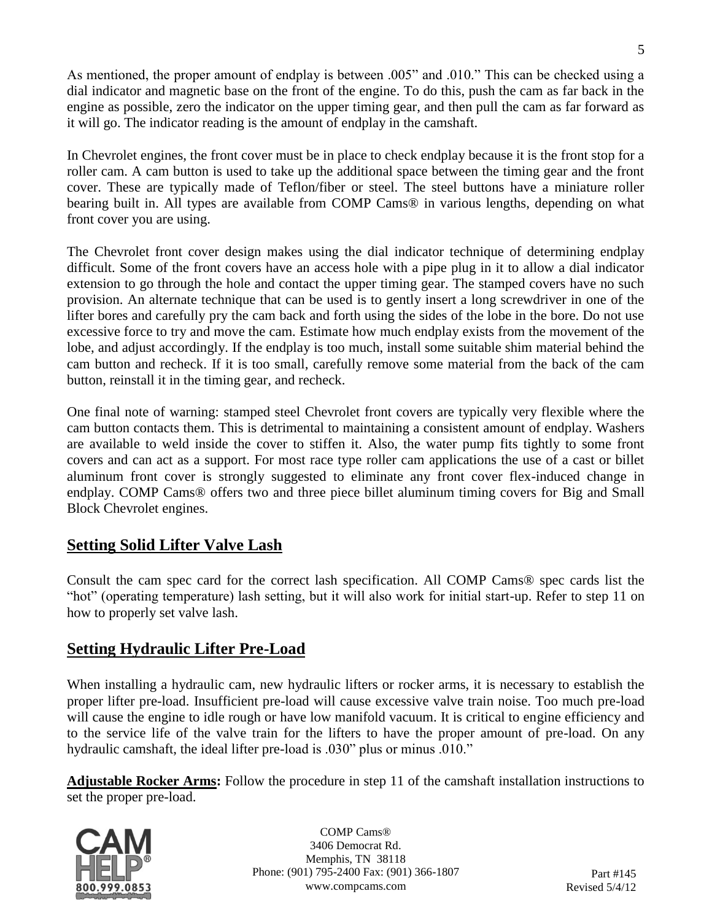As mentioned, the proper amount of endplay is between .005" and .010." This can be checked using a dial indicator and magnetic base on the front of the engine. To do this, push the cam as far back in the engine as possible, zero the indicator on the upper timing gear, and then pull the cam as far forward as it will go. The indicator reading is the amount of endplay in the camshaft.

In Chevrolet engines, the front cover must be in place to check endplay because it is the front stop for a roller cam. A cam button is used to take up the additional space between the timing gear and the front cover. These are typically made of Teflon/fiber or steel. The steel buttons have a miniature roller bearing built in. All types are available from COMP Cams® in various lengths, depending on what front cover you are using.

The Chevrolet front cover design makes using the dial indicator technique of determining endplay difficult. Some of the front covers have an access hole with a pipe plug in it to allow a dial indicator extension to go through the hole and contact the upper timing gear. The stamped covers have no such provision. An alternate technique that can be used is to gently insert a long screwdriver in one of the lifter bores and carefully pry the cam back and forth using the sides of the lobe in the bore. Do not use excessive force to try and move the cam. Estimate how much endplay exists from the movement of the lobe, and adjust accordingly. If the endplay is too much, install some suitable shim material behind the cam button and recheck. If it is too small, carefully remove some material from the back of the cam button, reinstall it in the timing gear, and recheck.

One final note of warning: stamped steel Chevrolet front covers are typically very flexible where the cam button contacts them. This is detrimental to maintaining a consistent amount of endplay. Washers are available to weld inside the cover to stiffen it. Also, the water pump fits tightly to some front covers and can act as a support. For most race type roller cam applications the use of a cast or billet aluminum front cover is strongly suggested to eliminate any front cover flex-induced change in endplay. COMP Cams® offers two and three piece billet aluminum timing covers for Big and Small Block Chevrolet engines.

## Setting Solid Lifter Valve Lash

Consult the cam spec card for the correct lash specification. All COMP Cams® spec cards list the "hot" (operating temperature) lash setting, but it will also work for initial start-up. Refer to step 11 on how to properly set valve lash.

## Setting Hydraulic Lifter Pre-Load

When installing a hydraulic cam, new hydraulic lifters or rocker arms, it is necessary to establish the proper lifter pre-load. Insufficient pre-load will cause excessive valve train noise. Too much pre-load will cause the engine to idle rough or have low manifold vacuum. It is critical to engine efficiency and to the service life of the valve train for the lifters to have the proper amount of pre-load. On any hydraulic camshaft, the ideal lifter pre-load is .030" plus or minus .010."

**Adjustable Rocker Arms:** Follow the procedure in step 11 of the camshaft installation instructions to set the proper pre-load.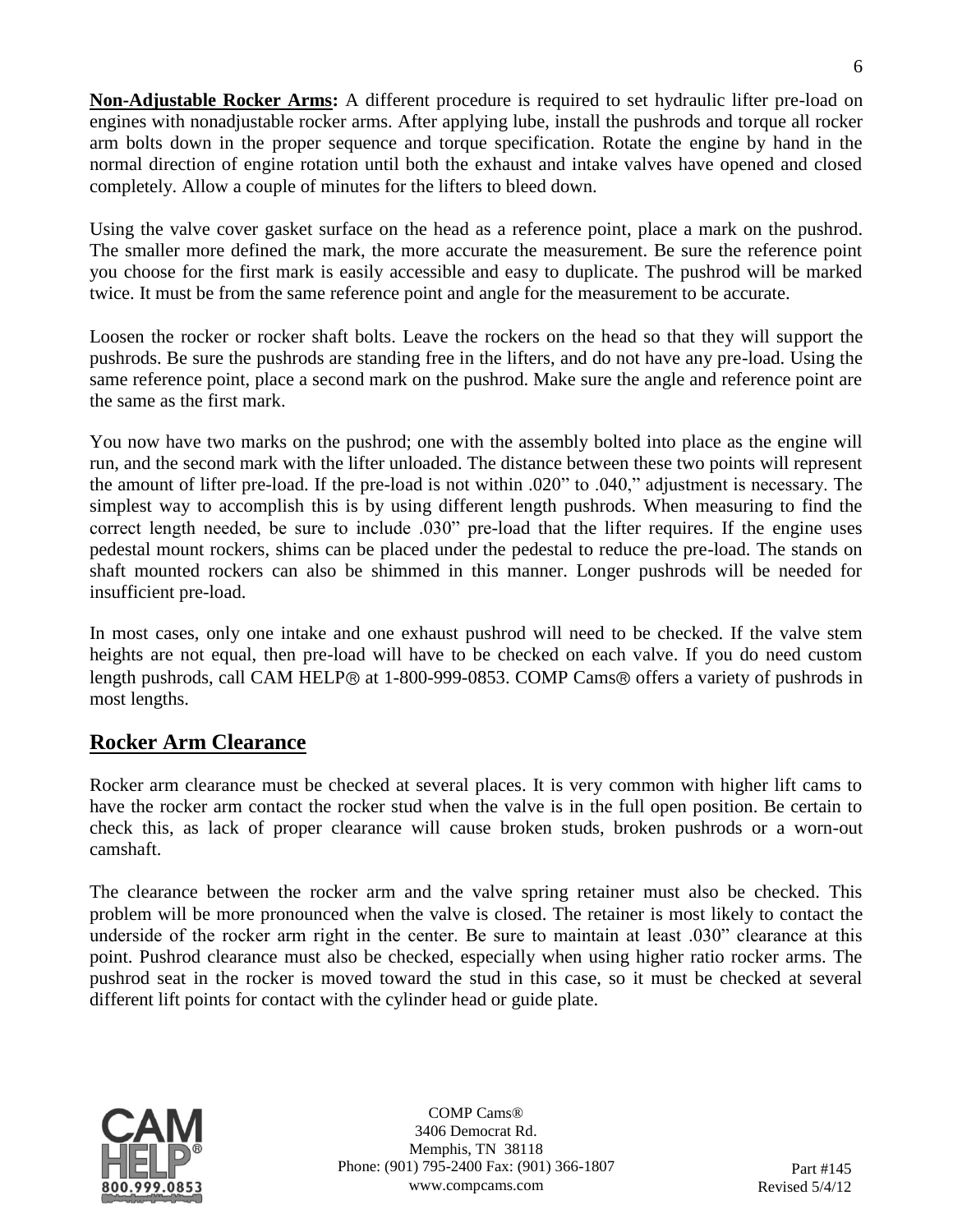**Non-Adjustable Rocker Arms:** A different procedure is required to set hydraulic lifter pre-load on engines with nonadjustable rocker arms. After applying lube, install the pushrods and torque all rocker arm bolts down in the proper sequence and torque specification. Rotate the engine by hand in the normal direction of engine rotation until both the exhaust and intake valves have opened and closed completely. Allow a couple of minutes for the lifters to bleed down.

Using the valve cover gasket surface on the head as a reference point, place a mark on the pushrod. The smaller more defined the mark, the more accurate the measurement. Be sure the reference point you choose for the first mark is easily accessible and easy to duplicate. The pushrod will be marked twice. It must be from the same reference point and angle for the measurement to be accurate.

Loosen the rocker or rocker shaft bolts. Leave the rockers on the head so that they will support the pushrods. Be sure the pushrods are standing free in the lifters, and do not have any pre-load. Using the same reference point, place a second mark on the pushrod. Make sure the angle and reference point are the same as the first mark.

You now have two marks on the pushrod; one with the assembly bolted into place as the engine will run, and the second mark with the lifter unloaded. The distance between these two points will represent the amount of lifter pre-load. If the pre-load is not within .020" to .040," adjustment is necessary. The simplest way to accomplish this is by using different length pushrods. When measuring to find the correct length needed, be sure to include .030" pre-load that the lifter requires. If the engine uses pedestal mount rockers, shims can be placed under the pedestal to reduce the pre-load. The stands on shaft mounted rockers can also be shimmed in this manner. Longer pushrods will be needed for insufficient pre-load.

In most cases, only one intake and one exhaust pushrod will need to be checked. If the valve stem heights are not equal, then pre-load will have to be checked on each valve. If you do need custom length pushrods, call CAM HELP® at 1-800-999-0853. COMP Cams® offers a variety of pushrods in most lengths.

## Rocker Arm Clearance

Rocker arm clearance must be checked at several places. It is very common with higher lift cams to have the rocker arm contact the rocker stud when the valve is in the full open position. Be certain to check this, as lack of proper clearance will cause broken studs, broken pushrods or a worn-out camshaft.

The clearance between the rocker arm and the valve spring retainer must also be checked. This problem will be more pronounced when the valve is closed. The retainer is most likely to contact the underside of the rocker arm right in the center. Be sure to maintain at least .030" clearance at this point. Pushrod clearance must also be checked, especially when using higher ratio rocker arms. The pushrod seat in the rocker is moved toward the stud in this case, so it must be checked at several different lift points for contact with the cylinder head or guide plate.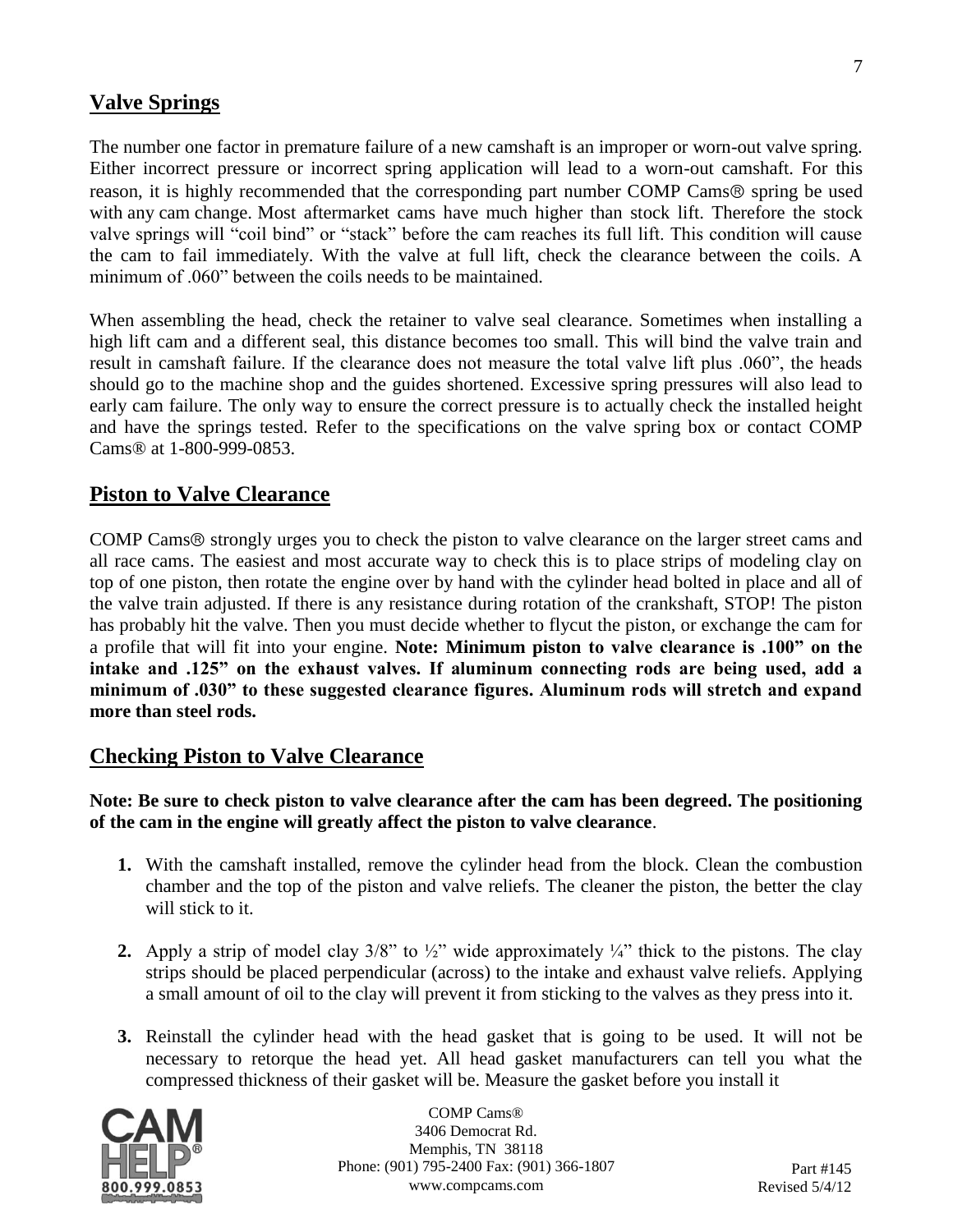## Valve Springs

The number one factor in premature failure of a new camshaft is an improper or worn-out valve spring. Either incorrect pressure or incorrect spring application will lead to a worn-out camshaft. For this reason, it is highly recommended that the corresponding part number COMP Cams® spring be used with any cam change. Most aftermarket cams have much higher than stock lift. Therefore the stock valve springs will "coil bind" or "stack" before the cam reaches its full lift. This condition will cause the cam to fail immediately. With the valve at full lift, check the clearance between the coils. A minimum of .060" between the coils needs to be maintained.

When assembling the head, check the retainer to valve seal clearance. Sometimes when installing a high lift cam and a different seal, this distance becomes too small. This will bind the valve train and result in camshaft failure. If the clearance does not measure the total valve lift plus .060", the heads should go to the machine shop and the guides shortened. Excessive spring pressures will also lead to early cam failure. The only way to ensure the correct pressure is to actually check the installed height and have the springs tested. Refer to the specifications on the valve spring box or contact COMP Cams® at 1-800-999-0853.

## Piston to Valve Clearance

COMP Cams® strongly urges you to check the piston to valve clearance on the larger street cams and all race cams. The easiest and most accurate way to check this is to place strips of modeling clay on top of one piston, then rotate the engine over by hand with the cylinder head bolted in place and all of the valve train adjusted. If there is any resistance during rotation of the crankshaft, STOP! The piston has probably hit the valve. Then you must decide whether to flycut the piston, or exchange the cam for a profile that will fit into your engine. **Note: Minimum piston to valve clearance is .100" on the intake and .125" on the exhaust valves. If aluminum connecting rods are being used, add a minimum of .030" to these suggested clearance figures. Aluminum rods will stretch and expand more than steel rods.**

## Checking Piston to Valve Clearance

**Note: Be sure to check piston to valve clearance after the cam has been degreed. The positioning of the cam in the engine will greatly affect the piston to valve clearance**.

1. With the camshaft installed, remove the cylinder head from the block. Clean the combustion chamber and the top of the piston and valve reliefs. The cleaner the piston, the better the clay will stick to it.

2. Apply a strip of model clay 3/8" to ½" wide approximately ¼" thick to the pistons. The clay strips should be placed perpendicular (across) to the intake and exhaust valve reliefs. Applying a small amount of oil to the clay will prevent it from sticking to the valves as they press into it.

3. Reinstall the cylinder head with the head gasket that is going to be used. It will not be necessary to retorque the head yet. All head gasket manufacturers can tell you what the compressed thickness of their gasket will be. Measure the gasket before you install it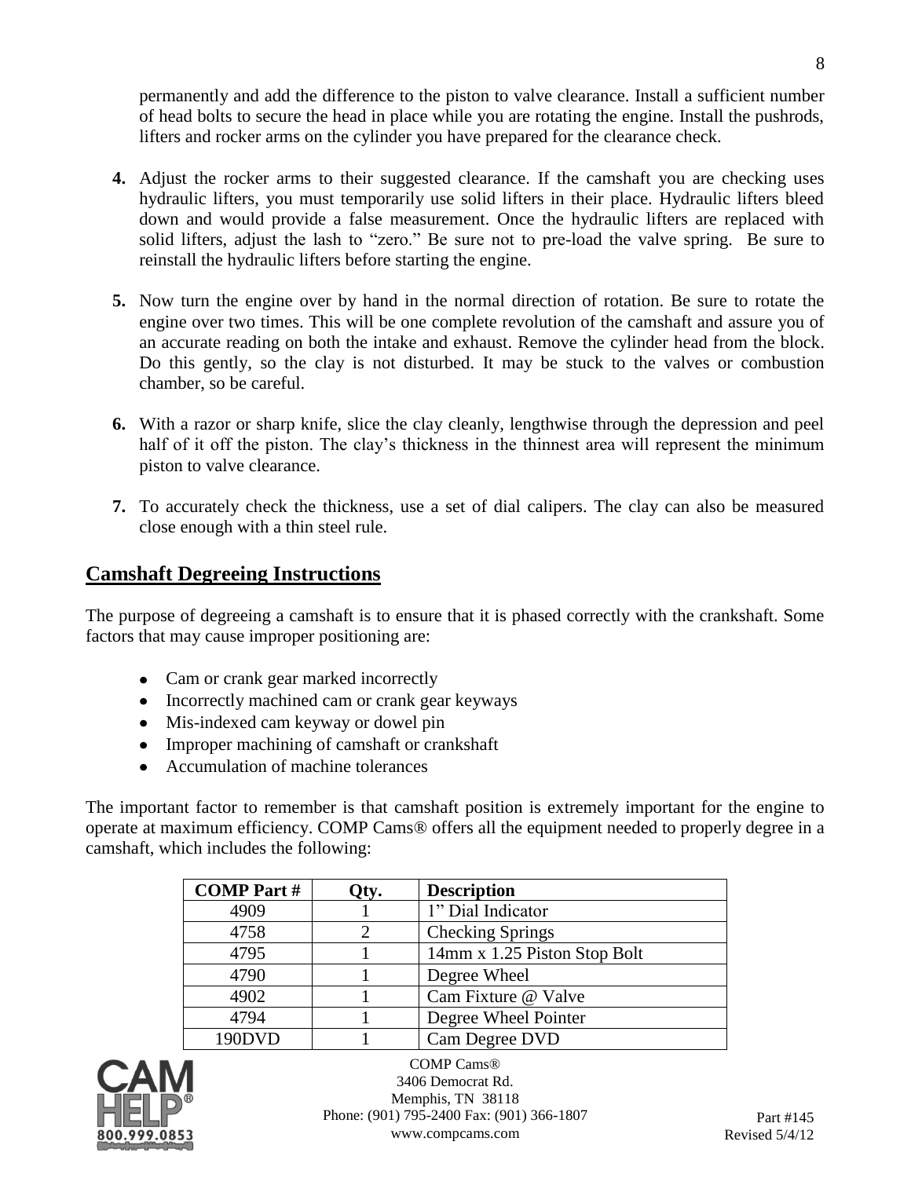permanently and add the difference to the piston to valve clearance. Install a sufficient number of head bolts to secure the head in place while you are rotating the engine. Install the pushrods, lifters and rocker arms on the cylinder you have prepared for the clearance check.

4. Adjust the rocker arms to their suggested clearance. If the camshaft you are checking uses hydraulic lifters, you must temporarily use solid lifters in their place. Hydraulic lifters bleed down and would provide a false measurement. Once the hydraulic lifters are replaced with solid lifters, adjust the lash to "zero." Be sure not to pre-load the valve spring. Be sure to reinstall the hydraulic lifters before starting the engine.

5. Now turn the engine over by hand in the normal direction of rotation. Be sure to rotate the engine over two times. This will be one complete revolution of the camshaft and assure you of an accurate reading on both the intake and exhaust. Remove the cylinder head from the block. Do this gently, so the clay is not disturbed. It may be stuck to the valves or combustion chamber, so be careful.

6. With a razor or sharp knife, slice the clay cleanly, lengthwise through the depression and peel half of it off the piston. The clay's thickness in the thinnest area will represent the minimum piston to valve clearance.

7. To accurately check the thickness, use a set of dial calipers. The clay can also be measured close enough with a thin steel rule.

## Camshaft Degreeing Instructions

The purpose of degreeing a camshaft is to ensure that it is phased correctly with the crankshaft. Some factors that may cause improper positioning are:

- Cam or crank gear marked incorrectly
- Incorrectly machined cam or crank gear keyways
- Mis-indexed cam keyway or dowel pin
- Improper machining of camshaft or crankshaft
- Accumulation of machine tolerances

The important factor to remember is that camshaft position is extremely important for the engine to operate at maximum efficiency. COMP Cams® offers all the equipment needed to properly degree in a camshaft, which includes the following:

| COMP Part # | Qty. | Description |
|---|---|---|
| 4909 | 1 | 1" Dial Indicator |
| 4758 | 2 | Checking Springs |
| 4795 | 1 | 14mm x 1.25 Piston Stop Bolt |
| 4790 | 1 | Degree Wheel |
| 4902 | 1 | Cam Fixture @ Valve |
| 4794 | 1 | Degree Wheel Pointer |
| 190DVD | 1 | Cam Degree DVD |

CAM HELP® 800.999.0853

COMP Cams®
3406 Democrat Rd.
Memphis, TN 38118
Phone: (901) 795-2400 Fax: (901) 366-1807
www.compcams.com

Part #145
Revised 5/4/12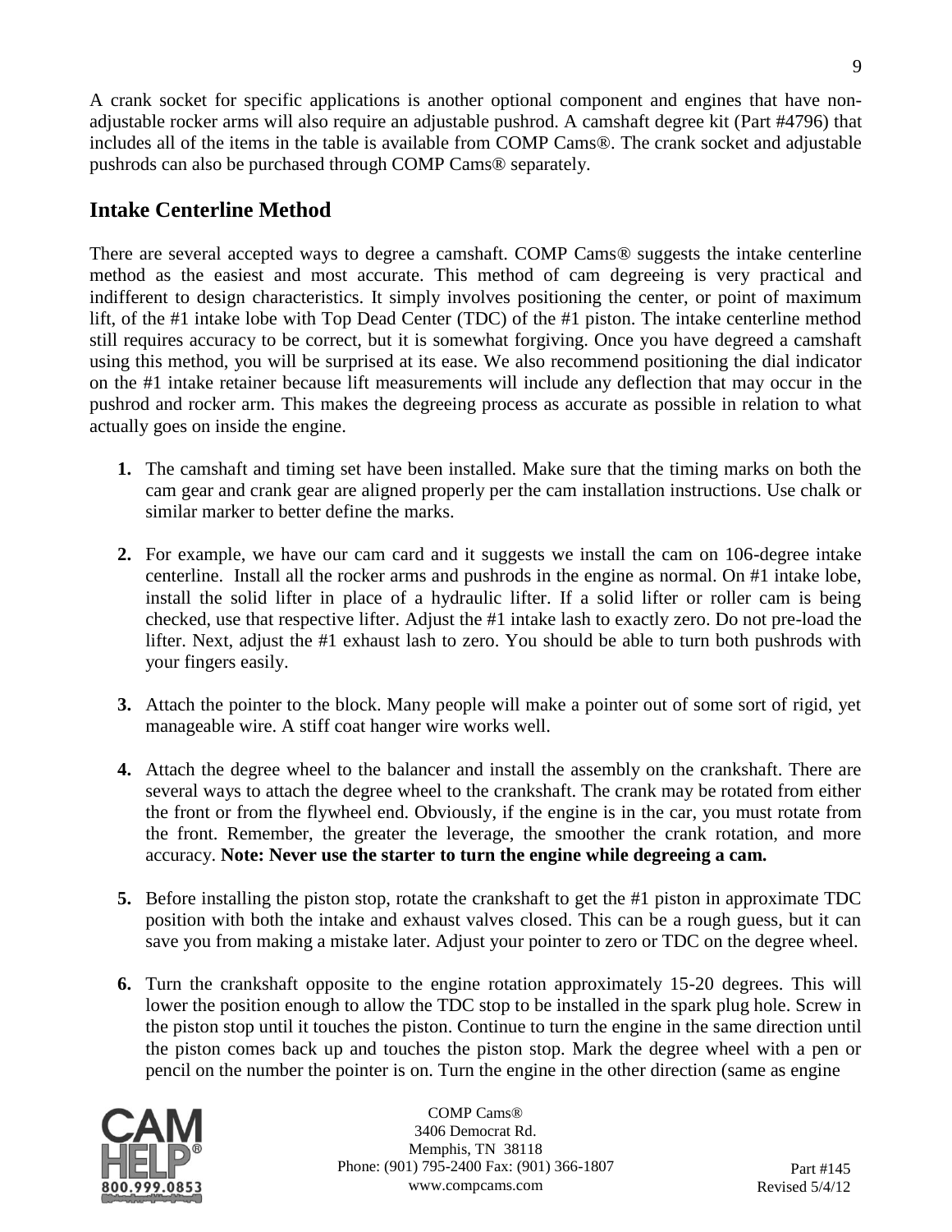A crank socket for specific applications is another optional component and engines that have non-adjustable rocker arms will also require an adjustable pushrod. A camshaft degree kit (Part #4796) that includes all of the items in the table is available from COMP Cams®. The crank socket and adjustable pushrods can also be purchased through COMP Cams® separately.

## Intake Centerline Method

There are several accepted ways to degree a camshaft. COMP Cams® suggests the intake centerline method as the easiest and most accurate. This method of cam degreeing is very practical and indifferent to design characteristics. It simply involves positioning the center, or point of maximum lift, of the #1 intake lobe with Top Dead Center (TDC) of the #1 piston. The intake centerline method still requires accuracy to be correct, but it is somewhat forgiving. Once you have degreed a camshaft using this method, you will be surprised at its ease. We also recommend positioning the dial indicator on the #1 intake retainer because lift measurements will include any deflection that may occur in the pushrod and rocker arm. This makes the degreeing process as accurate as possible in relation to what actually goes on inside the engine.

1. The camshaft and timing set have been installed. Make sure that the timing marks on both the cam gear and crank gear are aligned properly per the cam installation instructions. Use chalk or similar marker to better define the marks.

2. For example, we have our cam card and it suggests we install the cam on 106-degree intake centerline. Install all the rocker arms and pushrods in the engine as normal. On #1 intake lobe, install the solid lifter in place of a hydraulic lifter. If a solid lifter or roller cam is being checked, use that respective lifter. Adjust the #1 intake lash to exactly zero. Do not pre-load the lifter. Next, adjust the #1 exhaust lash to zero. You should be able to turn both pushrods with your fingers easily.

3. Attach the pointer to the block. Many people will make a pointer out of some sort of rigid, yet manageable wire. A stiff coat hanger wire works well.

4. Attach the degree wheel to the balancer and install the assembly on the crankshaft. There are several ways to attach the degree wheel to the crankshaft. The crank may be rotated from either the front or from the flywheel end. Obviously, if the engine is in the car, you must rotate from the front. Remember, the greater the leverage, the smoother the crank rotation, and more accuracy. **Note: Never use the starter to turn the engine while degreeing a cam.**

5. Before installing the piston stop, rotate the crankshaft to get the #1 piston in approximate TDC position with both the intake and exhaust valves closed. This can be a rough guess, but it can save you from making a mistake later. Adjust your pointer to zero or TDC on the degree wheel.

6. Turn the crankshaft opposite to the engine rotation approximately 15-20 degrees. This will lower the position enough to allow the TDC stop to be installed in the spark plug hole. Screw in the piston stop until it touches the piston. Continue to turn the engine in the same direction until the piston comes back up and touches the piston stop. Mark the degree wheel with a pen or pencil on the number the pointer is on. Turn the engine in the other direction (same as engine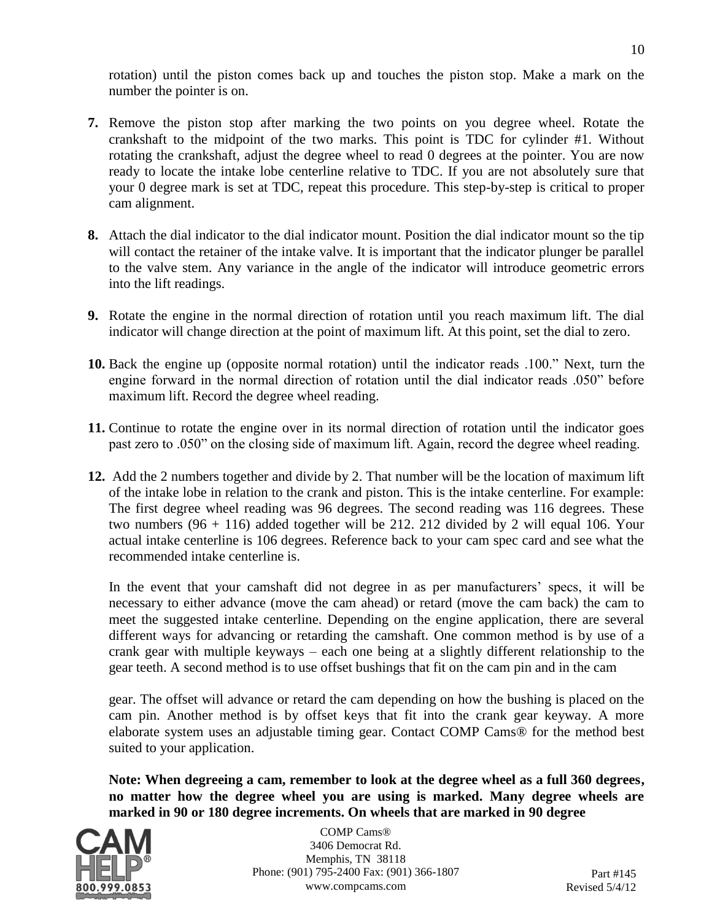rotation) until the piston comes back up and touches the piston stop. Make a mark on the number the pointer is on.

**7.** Remove the piston stop after marking the two points on you degree wheel. Rotate the crankshaft to the midpoint of the two marks. This point is TDC for cylinder #1. Without rotating the crankshaft, adjust the degree wheel to read 0 degrees at the pointer. You are now ready to locate the intake lobe centerline relative to TDC. If you are not absolutely sure that your 0 degree mark is set at TDC, repeat this procedure. This step-by-step is critical to proper cam alignment.

**8.** Attach the dial indicator to the dial indicator mount. Position the dial indicator mount so the tip will contact the retainer of the intake valve. It is important that the indicator plunger be parallel to the valve stem. Any variance in the angle of the indicator will introduce geometric errors into the lift readings.

**9.** Rotate the engine in the normal direction of rotation until you reach maximum lift. The dial indicator will change direction at the point of maximum lift. At this point, set the dial to zero.

**10.** Back the engine up (opposite normal rotation) until the indicator reads .100." Next, turn the engine forward in the normal direction of rotation until the dial indicator reads .050" before maximum lift. Record the degree wheel reading.

**11.** Continue to rotate the engine over in its normal direction of rotation until the indicator goes past zero to .050" on the closing side of maximum lift. Again, record the degree wheel reading.

**12.** Add the 2 numbers together and divide by 2. That number will be the location of maximum lift of the intake lobe in relation to the crank and piston. This is the intake centerline. For example: The first degree wheel reading was 96 degrees. The second reading was 116 degrees. These two numbers (96 + 116) added together will be 212. 212 divided by 2 will equal 106. Your actual intake centerline is 106 degrees. Reference back to your cam spec card and see what the recommended intake centerline is.

In the event that your camshaft did not degree in as per manufacturers' specs, it will be necessary to either advance (move the cam ahead) or retard (move the cam back) the cam to meet the suggested intake centerline. Depending on the engine application, there are several different ways for advancing or retarding the camshaft. One common method is by use of a crank gear with multiple keyways – each one being at a slightly different relationship to the gear teeth. A second method is to use offset bushings that fit on the cam pin and in the cam gear. The offset will advance or retard the cam depending on how the bushing is placed on the cam pin. Another method is by offset keys that fit into the crank gear keyway. A more elaborate system uses an adjustable timing gear. Contact COMP Cams® for the method best suited to your application.

**Note: When degreeing a cam, remember to look at the degree wheel as a full 360 degrees, no matter how the degree wheel you are using is marked. Many degree wheels are marked in 90 or 180 degree increments. On wheels that are marked in 90 degree**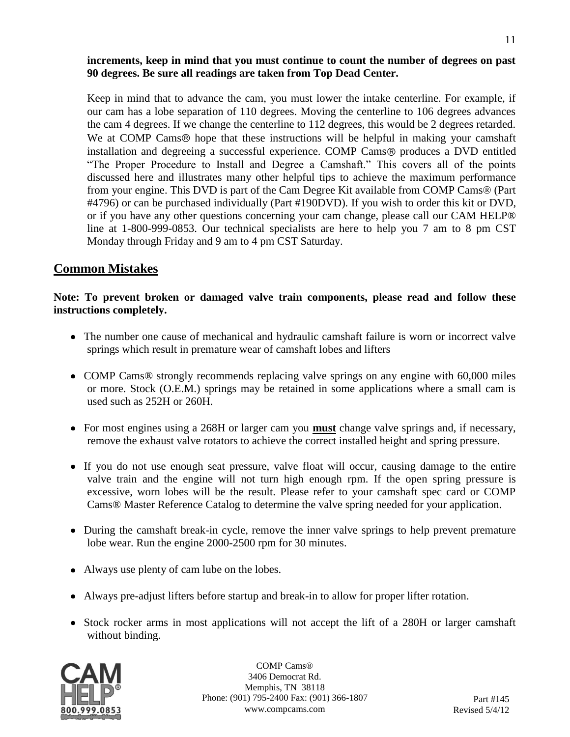**increments, keep in mind that you must continue to count the number of degrees on past 90 degrees. Be sure all readings are taken from Top Dead Center.**

Keep in mind that to advance the cam, you must lower the intake centerline. For example, if our cam has a lobe separation of 110 degrees. Moving the centerline to 106 degrees advances the cam 4 degrees. If we change the centerline to 112 degrees, this would be 2 degrees retarded. We at COMP Cams® hope that these instructions will be helpful in making your camshaft installation and degreeing a successful experience. COMP Cams® produces a DVD entitled "The Proper Procedure to Install and Degree a Camshaft." This covers all of the points discussed here and illustrates many other helpful tips to achieve the maximum performance from your engine. This DVD is part of the Cam Degree Kit available from COMP Cams® (Part #4796) or can be purchased individually (Part #190DVD). If you wish to order this kit or DVD, or if you have any other questions concerning your cam change, please call our CAM HELP® line at 1-800-999-0853. Our technical specialists are here to help you 7 am to 8 pm CST Monday through Friday and 9 am to 4 pm CST Saturday.

## Common Mistakes

**Note: To prevent broken or damaged valve train components, please read and follow these instructions completely.**

- The number one cause of mechanical and hydraulic camshaft failure is worn or incorrect valve springs which result in premature wear of camshaft lobes and lifters
- COMP Cams® strongly recommends replacing valve springs on any engine with 60,000 miles or more. Stock (O.E.M.) springs may be retained in some applications where a small cam is used such as 252H or 260H.
- For most engines using a 268H or larger cam you **must** change valve springs and, if necessary, remove the exhaust valve rotators to achieve the correct installed height and spring pressure.
- If you do not use enough seat pressure, valve float will occur, causing damage to the entire valve train and the engine will not turn high enough rpm. If the open spring pressure is excessive, worn lobes will be the result. Please refer to your camshaft spec card or COMP Cams® Master Reference Catalog to determine the valve spring needed for your application.
- During the camshaft break-in cycle, remove the inner valve springs to help prevent premature lobe wear. Run the engine 2000-2500 rpm for 30 minutes.
- Always use plenty of cam lube on the lobes.
- Always pre-adjust lifters before startup and break-in to allow for proper lifter rotation.
- Stock rocker arms in most applications will not accept the lift of a 280H or larger camshaft without binding.

COMP Cams®
3406 Democrat Rd.
Memphis, TN 38118
Phone: (901) 795-2400 Fax: (901) 366-1807
www.compcams.com

Part #145
Revised 5/4/12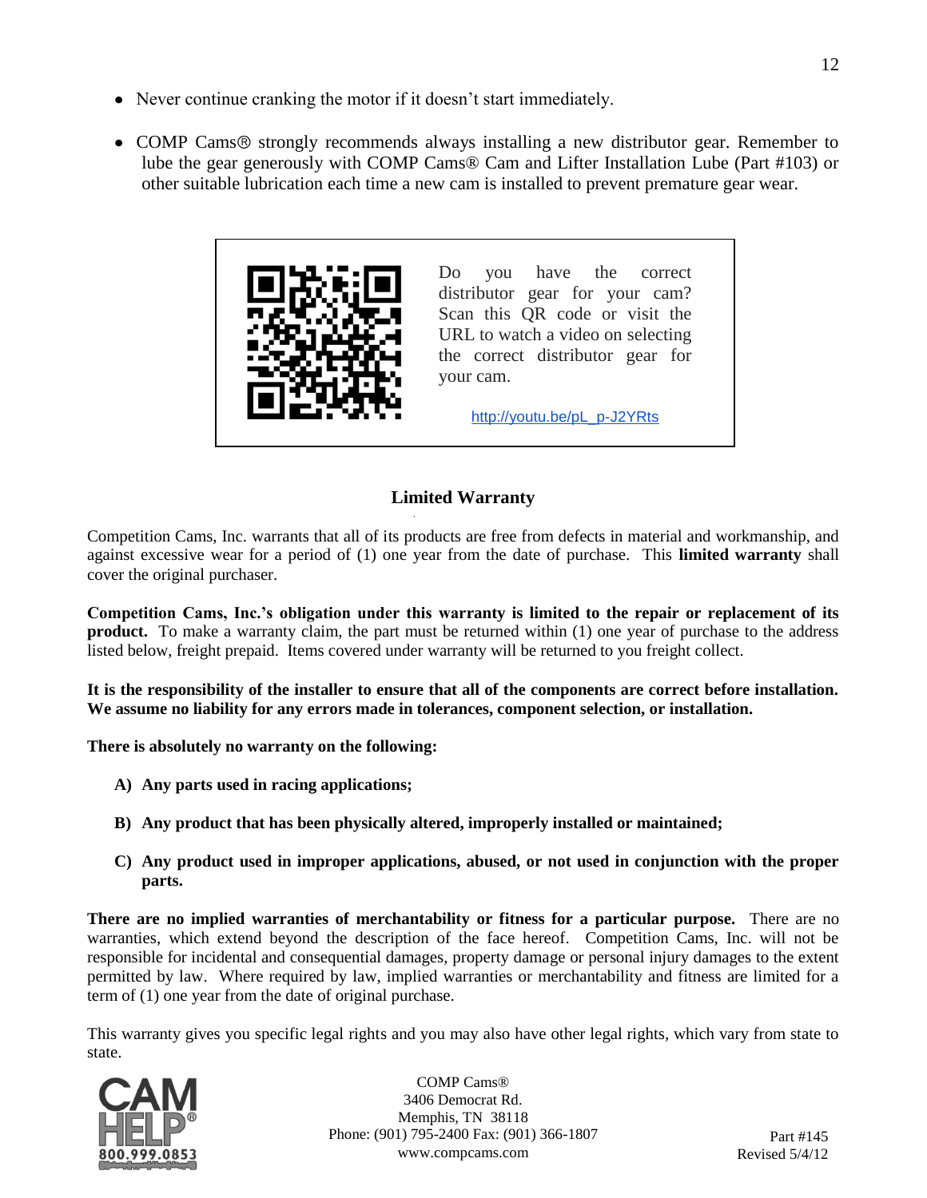- Never continue cranking the motor if it doesn't start immediately.
- COMP Cams® strongly recommends always installing a new distributor gear. Remember to lube the gear generously with COMP Cams® Cam and Lifter Installation Lube (Part #103) or other suitable lubrication each time a new cam is installed to prevent premature gear wear.

Do you have the correct distributor gear for your cam? Scan this QR code or visit the URL to watch a video on selecting the correct distributor gear for your cam.

http://youtu.be/pL_p-J2YRts

## Limited Warranty

Competition Cams, Inc. warrants that all of its products are free from defects in material and workmanship, and against excessive wear for a period of (1) one year from the date of purchase. This **limited warranty** shall cover the original purchaser.

**Competition Cams, Inc.'s obligation under this warranty is limited to the repair or replacement of its product.** To make a warranty claim, the part must be returned within (1) one year of purchase to the address listed below, freight prepaid. Items covered under warranty will be returned to you freight collect.

**It is the responsibility of the installer to ensure that all of the components are correct before installation. We assume no liability for any errors made in tolerances, component selection, or installation.**

**There is absolutely no warranty on the following:**

**A) Any parts used in racing applications;**

**B) Any product that has been physically altered, improperly installed or maintained;**

**C) Any product used in improper applications, abused, or not used in conjunction with the proper parts.**

**There are no implied warranties of merchantability or fitness for a particular purpose.** There are no warranties, which extend beyond the description of the face hereof. Competition Cams, Inc. will not be responsible for incidental and consequential damages, property damage or personal injury damages to the extent permitted by law. Where required by law, implied warranties or merchantability and fitness are limited for a term of (1) one year from the date of original purchase.

This warranty gives you specific legal rights and you may also have other legal rights, which vary from state to state.

CAM HELP® 800.999.0853

COMP Cams®
3406 Democrat Rd.
Memphis, TN 38118
Phone: (901) 795-2400 Fax: (901) 366-1807
www.compcams.com

Part #145
Revised 5/4/12